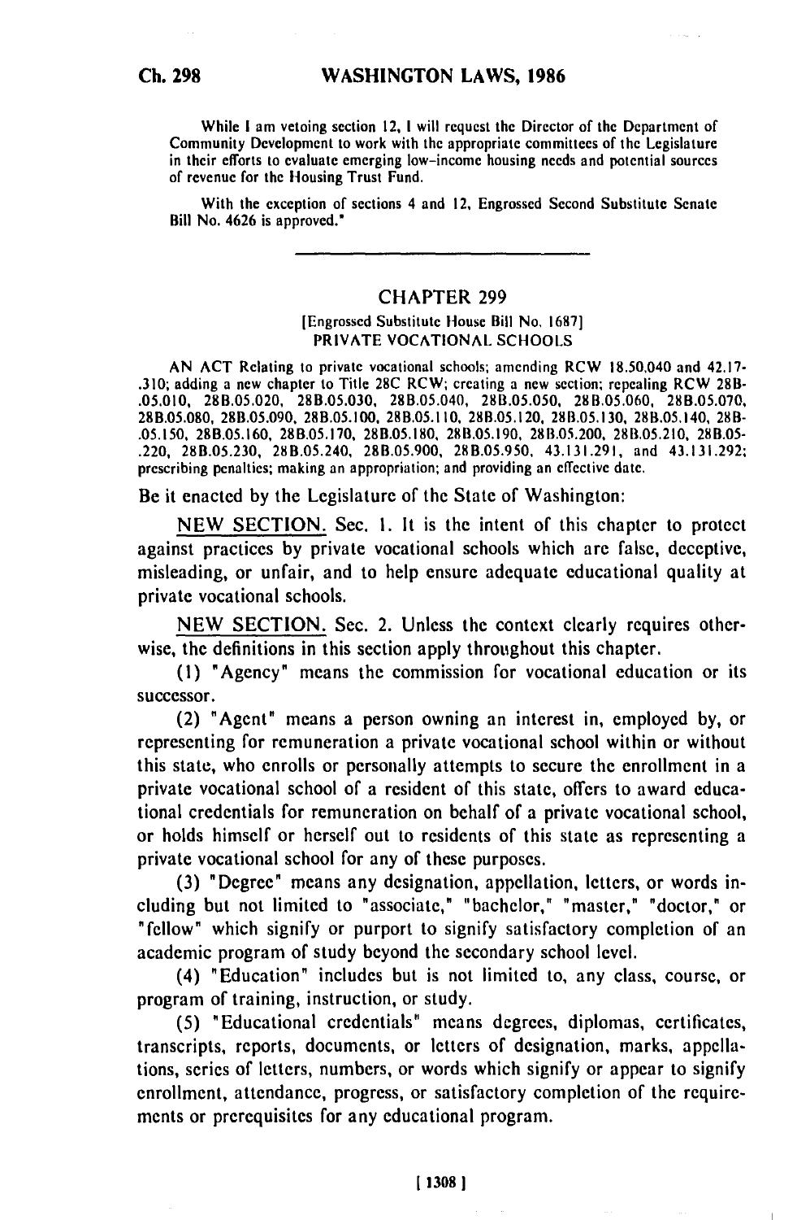While I am vetoing section 12, I will request the Director of the Department of Community Development to work with the appropriate committees of the Legislature in their efforts to evaluate emerging low-income housing needs and potential sources of revenue for the Housing Trust Fund.

With the exception of sections 4 and 12, Engrossed Second Substitute Senate Bill No. 4626 is approved."

---

## CHAPTER 299

[Engrossed Substitute House Bill No. 1687]

PRIVATE VOCATIONAL SCHOOLS

AN ACT Relating to private vocational schools; amending RCW 18.50.040 and 42.17-.310; adding a new chapter to Title 28C RCW; creating a new section; repealing RCW 28B-.05.010, 28B.05.020, 28B.05.030, 28B.05.040, 28B.05.050, 28B.05.060, 28B.05.070, 28B.05.080, 28B.05.090, 28B.05.100, 28B.05.110, 28B.05.120, 28B.05.130, 28B.05.140, 28B-.05.150, 28B.05.160, 28B.05.170, 28B.05.180, 28B.05.190, 28B.05.200, 28B.05.210, 28B.05-.220, 28B.05.230, 28B.05.240, 28B.05.900, 28B.05.950, 43.131.291, and 43.131.292; prescribing penalties; making an appropriation; and providing an effective date.

Be it enacted by the Legislature of the State of Washington:

NEW SECTION. Sec. 1. It is the intent of this chapter to protect against practices by private vocational schools which are false, deceptive, misleading, or unfair, and to help ensure adequate educational quality at private vocational schools.

NEW SECTION. Sec. 2. Unless the context clearly requires otherwise, the definitions in this section apply throughout this chapter.

(1) "Agency" means the commission for vocational education or its successor.

(2) "Agent" means a person owning an interest in, employed by, or representing for remuneration a private vocational school within or without this state, who enrolls or personally attempts to secure the enrollment in a private vocational school of a resident of this state, offers to award educational credentials for remuneration on behalf of a private vocational school, or holds himself or herself out to residents of this state as representing a private vocational school for any of these purposes.

(3) "Degree" means any designation, appellation, letters, or words including but not limited to "associate," "bachelor," "master," "doctor," or "fellow" which signify or purport to signify satisfactory completion of an academic program of study beyond the secondary school level.

(4) "Education" includes but is not limited to, any class, course, or program of training, instruction, or study.

(5) "Educational credentials" means degrees, diplomas, certificates, transcripts, reports, documents, or letters of designation, marks, appellations, series of letters, numbers, or words which signify or appear to signify enrollment, attendance, progress, or satisfactory completion of the requirements or prerequisites for any educational program.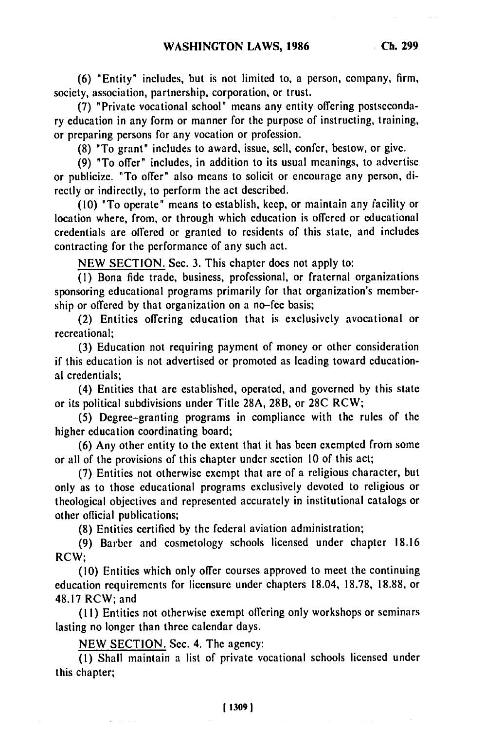(6) "Entity" includes, but is not limited to, a person, company, firm, society, association, partnership, corporation, or trust.

(7) "Private vocational school" means any entity offering postsecondary education in any form or manner for the purpose of instructing, training, or preparing persons for any vocation or profession.

(8) "To grant" includes to award, issue, sell, confer, bestow, or give.

(9) "To offer" includes, in addition to its usual meanings, to advertise or publicize. "To offer" also means to solicit or encourage any person, directly or indirectly, to perform the act described.

(10) "To operate" means to establish, keep, or maintain any facility or location where, from, or through which education is offered or educational credentials are offered or granted to residents of this state, and includes contracting for the performance of any such act.

NEW SECTION. Sec. 3. This chapter does not apply to:

(1) Bona fide trade, business, professional, or fraternal organizations sponsoring educational programs primarily for that organization's membership or offered by that organization on a no-fee basis;

(2) Entities offering education that is exclusively avocational or recreational;

(3) Education not requiring payment of money or other consideration if this education is not advertised or promoted as leading toward educational credentials;

(4) Entities that are established, operated, and governed by this state or its political subdivisions under Title 28A, 28B, or 28C RCW;

(5) Degree-granting programs in compliance with the rules of the higher education coordinating board;

(6) Any other entity to the extent that it has been exempted from some or all of the provisions of this chapter under section 10 of this act;

(7) Entities not otherwise exempt that are of a religious character, but only as to those educational programs exclusively devoted to religious or theological objectives and represented accurately in institutional catalogs or other official publications;

(8) Entities certified by the federal aviation administration;

(9) Barber and cosmetology schools licensed under chapter 18.16 RCW;

(10) Entities which only offer courses approved to meet the continuing education requirements for licensure under chapters 18.04, 18.78, 18.88, or 48.17 RCW; and

(11) Entities not otherwise exempt offering only workshops or seminars lasting no longer than three calendar days.

NEW SECTION. Sec. 4. The agency:

(1) Shall maintain a list of private vocational schools licensed under this chapter;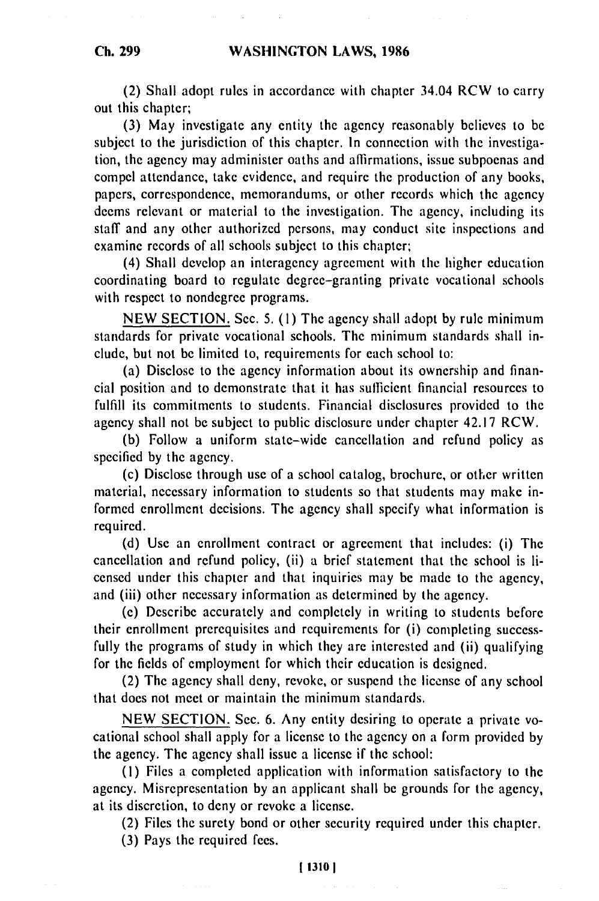(2) Shall adopt rules in accordance with chapter 34.04 RCW to carry out this chapter;

(3) May investigate any entity the agency reasonably believes to be subject to the jurisdiction of this chapter. In connection with the investigation, the agency may administer oaths and affirmations, issue subpoenas and compel attendance, take evidence, and require the production of any books, papers, correspondence, memorandums, or other records which the agency deems relevant or material to the investigation. The agency, including its staff and any other authorized persons, may conduct site inspections and examine records of all schools subject to this chapter;

(4) Shall develop an interagency agreement with the higher education coordinating board to regulate degree-granting private vocational schools with respect to nondegree programs.

NEW SECTION. Sec. 5. (1) The agency shall adopt by rule minimum standards for private vocational schools. The minimum standards shall include, but not be limited to, requirements for each school to:

(a) Disclose to the agency information about its ownership and financial position and to demonstrate that it has sufficient financial resources to fulfill its commitments to students. Financial disclosures provided to the agency shall not be subject to public disclosure under chapter 42.17 RCW.

(b) Follow a uniform state-wide cancellation and refund policy as specified by the agency.

(c) Disclose through use of a school catalog, brochure, or other written material, necessary information to students so that students may make informed enrollment decisions. The agency shall specify what information is required.

(d) Use an enrollment contract or agreement that includes: (i) The cancellation and refund policy, (ii) a brief statement that the school is licensed under this chapter and that inquiries may be made to the agency, and (iii) other necessary information as determined by the agency.

(e) Describe accurately and completely in writing to students before their enrollment prerequisites and requirements for (i) completing successfully the programs of study in which they are interested and (ii) qualifying for the fields of employment for which their education is designed.

(2) The agency shall deny, revoke, or suspend the license of any school that does not meet or maintain the minimum standards.

NEW SECTION. Sec. 6. Any entity desiring to operate a private vocational school shall apply for a license to the agency on a form provided by the agency. The agency shall issue a license if the school:

(1) Files a completed application with information satisfactory to the agency. Misrepresentation by an applicant shall be grounds for the agency, at its discretion, to deny or revoke a license.

(2) Files the surety bond or other security required under this chapter.

(3) Pays the required fees.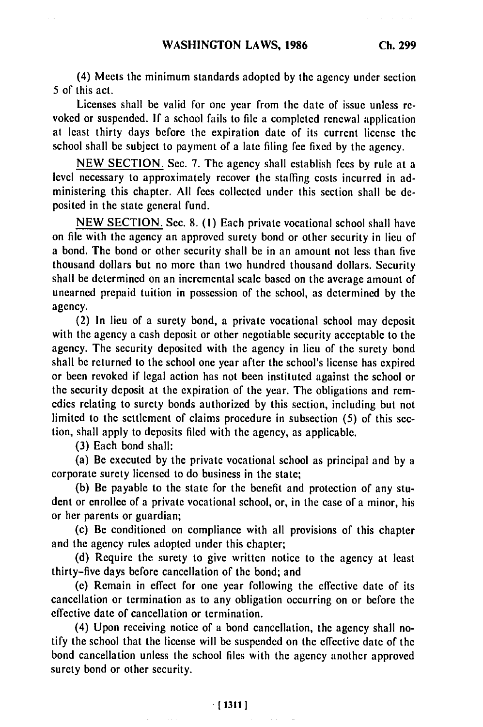(4) Meets the minimum standards adopted by the agency under section 5 of this act.

Licenses shall be valid for one year from the date of issue unless revoked or suspended. If a school fails to file a completed renewal application at least thirty days before the expiration date of its current license the school shall be subject to payment of a late filing fee fixed by the agency.

NEW SECTION. Sec. 7. The agency shall establish fees by rule at a level necessary to approximately recover the staffing costs incurred in administering this chapter. All fees collected under this section shall be deposited in the state general fund.

NEW SECTION. Sec. 8. (1) Each private vocational school shall have on file with the agency an approved surety bond or other security in lieu of a bond. The bond or other security shall be in an amount not less than five thousand dollars but no more than two hundred thousand dollars. Security shall be determined on an incremental scale based on the average amount of unearned prepaid tuition in possession of the school, as determined by the agency.

(2) In lieu of a surety bond, a private vocational school may deposit with the agency a cash deposit or other negotiable security acceptable to the agency. The security deposited with the agency in lieu of the surety bond shall be returned to the school one year after the school's license has expired or been revoked if legal action has not been instituted against the school or the security deposit at the expiration of the year. The obligations and remedies relating to surety bonds authorized by this section, including but not limited to the settlement of claims procedure in subsection (5) of this section, shall apply to deposits filed with the agency, as applicable.

(3) Each bond shall:

(a) Be executed by the private vocational school as principal and by a corporate surety licensed to do business in the state;

(b) Be payable to the state for the benefit and protection of any student or enrollee of a private vocational school, or, in the case of a minor, his or her parents or guardian;

(c) Be conditioned on compliance with all provisions of this chapter and the agency rules adopted under this chapter;

(d) Require the surety to give written notice to the agency at least thirty-five days before cancellation of the bond; and

(e) Remain in effect for one year following the effective date of its cancellation or termination as to any obligation occurring on or before the effective date of cancellation or termination.

(4) Upon receiving notice of a bond cancellation, the agency shall notify the school that the license will be suspended on the effective date of the bond cancellation unless the school files with the agency another approved surety bond or other security.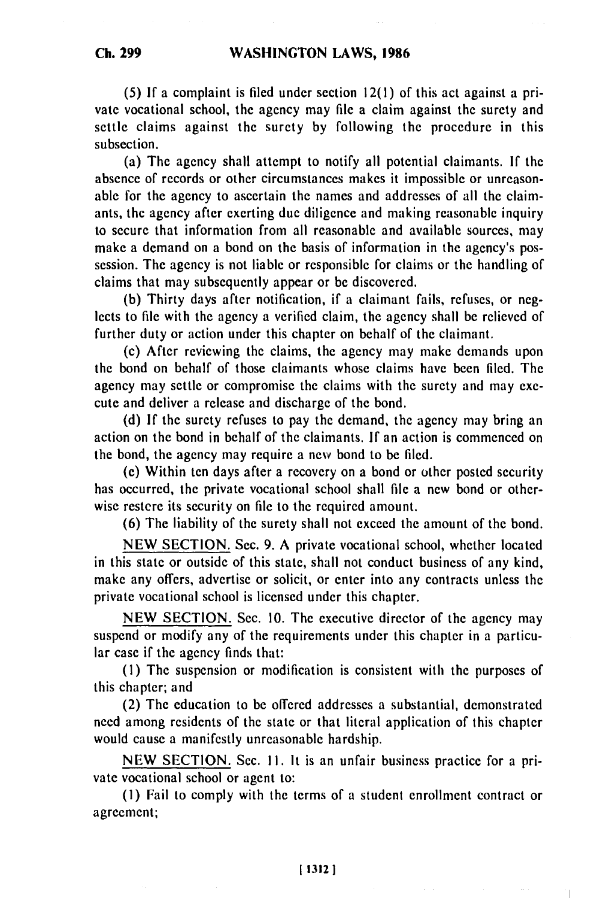(5) If a complaint is filed under section 12(1) of this act against a private vocational school, the agency may file a claim against the surety and settle claims against the surety by following the procedure in this subsection.

(a) The agency shall attempt to notify all potential claimants. If the absence of records or other circumstances makes it impossible or unreasonable for the agency to ascertain the names and addresses of all the claimants, the agency after exerting due diligence and making reasonable inquiry to secure that information from all reasonable and available sources, may make a demand on a bond on the basis of information in the agency's possession. The agency is not liable or responsible for claims or the handling of claims that may subsequently appear or be discovered.

(b) Thirty days after notification, if a claimant fails, refuses, or neglects to file with the agency a verified claim, the agency shall be relieved of further duty or action under this chapter on behalf of the claimant.

(c) After reviewing the claims, the agency may make demands upon the bond on behalf of those claimants whose claims have been filed. The agency may settle or compromise the claims with the surety and may execute and deliver a release and discharge of the bond.

(d) If the surety refuses to pay the demand, the agency may bring an action on the bond in behalf of the claimants. If an action is commenced on the bond, the agency may require a new bond to be filed.

(e) Within ten days after a recovery on a bond or other posted security has occurred, the private vocational school shall file a new bond or otherwise restore its security on file to the required amount.

(6) The liability of the surety shall not exceed the amount of the bond.

NEW SECTION. Sec. 9. A private vocational school, whether located in this state or outside of this state, shall not conduct business of any kind, make any offers, advertise or solicit, or enter into any contracts unless the private vocational school is licensed under this chapter.

NEW SECTION. Sec. 10. The executive director of the agency may suspend or modify any of the requirements under this chapter in a particular case if the agency finds that:

(1) The suspension or modification is consistent with the purposes of this chapter; and

(2) The education to be offered addresses a substantial, demonstrated need among residents of the state or that literal application of this chapter would cause a manifestly unreasonable hardship.

NEW SECTION. Sec. 11. It is an unfair business practice for a private vocational school or agent to:

(1) Fail to comply with the terms of a student enrollment contract or agreement;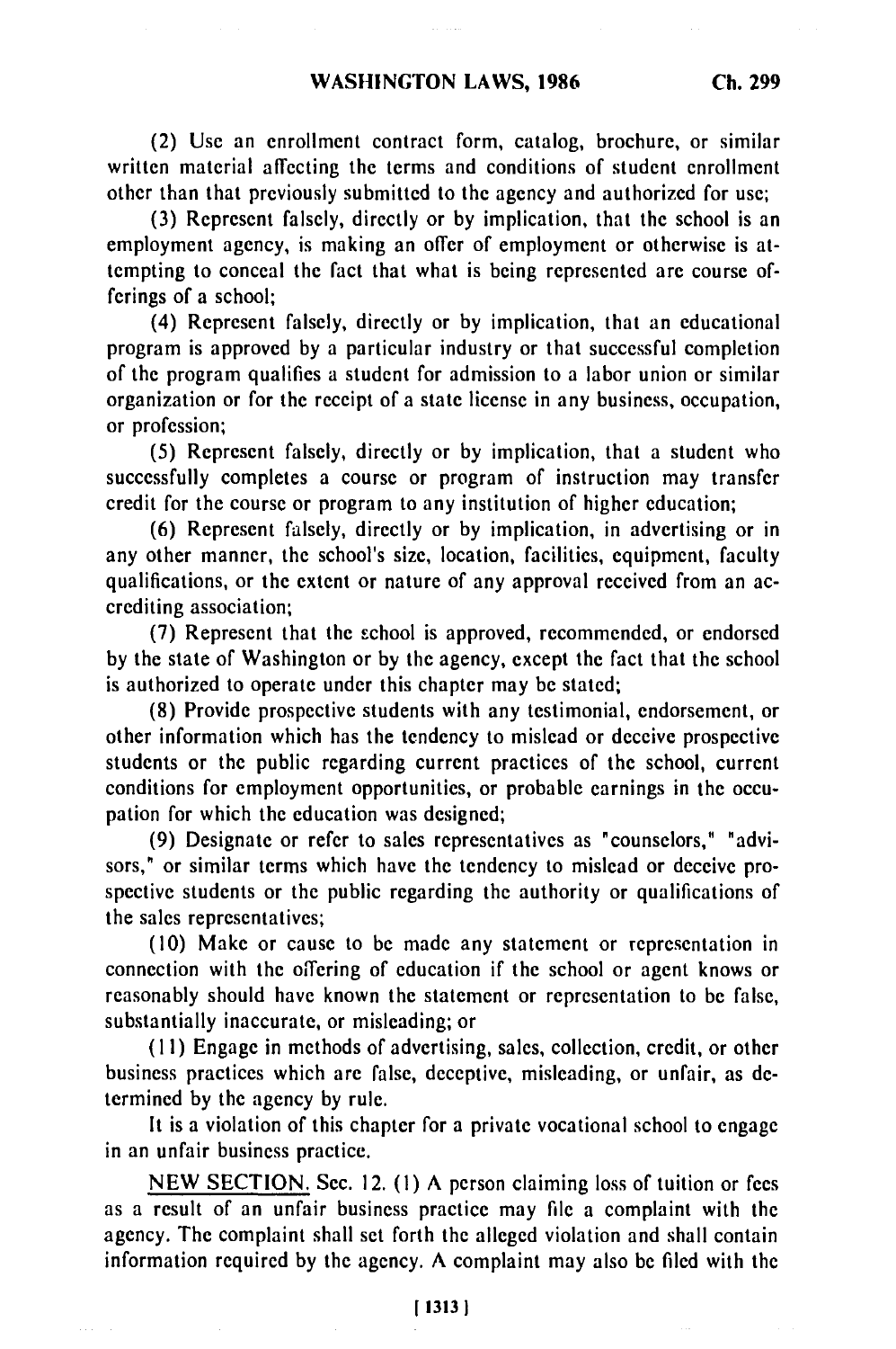(2) Use an enrollment contract form, catalog, brochure, or similar written material affecting the terms and conditions of student enrollment other than that previously submitted to the agency and authorized for use;

(3) Represent falsely, directly or by implication, that the school is an employment agency, is making an offer of employment or otherwise is attempting to conceal the fact that what is being represented are course offerings of a school;

(4) Represent falsely, directly or by implication, that an educational program is approved by a particular industry or that successful completion of the program qualifies a student for admission to a labor union or similar organization or for the receipt of a state license in any business, occupation, or profession;

(5) Represent falsely, directly or by implication, that a student who successfully completes a course or program of instruction may transfer credit for the course or program to any institution of higher education;

(6) Represent falsely, directly or by implication, in advertising or in any other manner, the school's size, location, facilities, equipment, faculty qualifications, or the extent or nature of any approval received from an accrediting association;

(7) Represent that the school is approved, recommended, or endorsed by the state of Washington or by the agency, except the fact that the school is authorized to operate under this chapter may be stated;

(8) Provide prospective students with any testimonial, endorsement, or other information which has the tendency to mislead or deceive prospective students or the public regarding current practices of the school, current conditions for employment opportunities, or probable earnings in the occupation for which the education was designed;

(9) Designate or refer to sales representatives as "counselors," "advisors," or similar terms which have the tendency to mislead or deceive prospective students or the public regarding the authority or qualifications of the sales representatives;

(10) Make or cause to be made any statement or representation in connection with the offering of education if the school or agent knows or reasonably should have known the statement or representation to be false, substantially inaccurate, or misleading; or

(11) Engage in methods of advertising, sales, collection, credit, or other business practices which are false, deceptive, misleading, or unfair, as determined by the agency by rule.

It is a violation of this chapter for a private vocational school to engage in an unfair business practice.

NEW SECTION. Sec. 12. (1) A person claiming loss of tuition or fees as a result of an unfair business practice may file a complaint with the agency. The complaint shall set forth the alleged violation and shall contain information required by the agency. A complaint may also be filed with the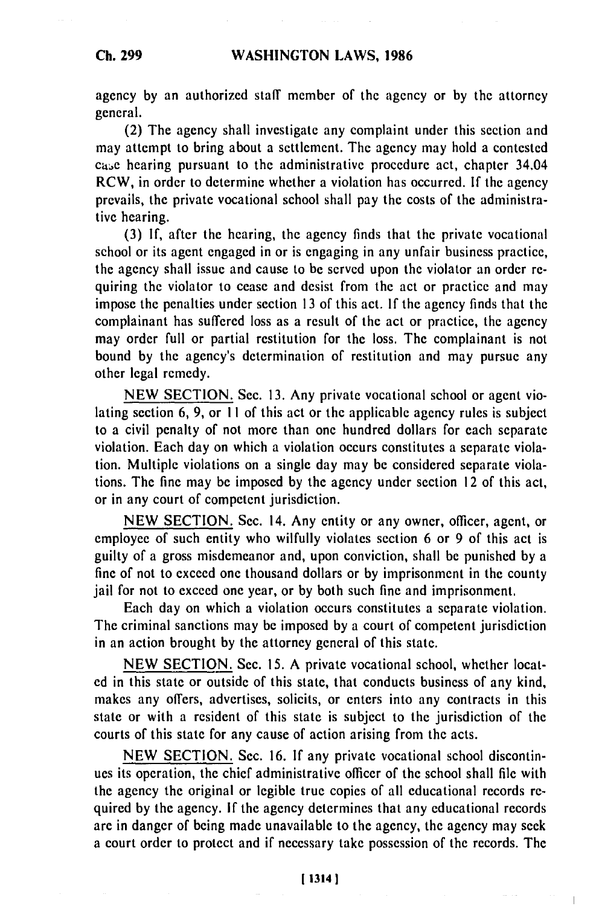agency by an authorized staff member of the agency or by the attorney general.

(2) The agency shall investigate any complaint under this section and may attempt to bring about a settlement. The agency may hold a contested case hearing pursuant to the administrative procedure act, chapter 34.04 RCW, in order to determine whether a violation has occurred. If the agency prevails, the private vocational school shall pay the costs of the administrative hearing.

(3) If, after the hearing, the agency finds that the private vocational school or its agent engaged in or is engaging in any unfair business practice, the agency shall issue and cause to be served upon the violator an order requiring the violator to cease and desist from the act or practice and may impose the penalties under section 13 of this act. If the agency finds that the complainant has suffered loss as a result of the act or practice, the agency may order full or partial restitution for the loss. The complainant is not bound by the agency's determination of restitution and may pursue any other legal remedy.

NEW SECTION. Sec. 13. Any private vocational school or agent violating section 6, 9, or 11 of this act or the applicable agency rules is subject to a civil penalty of not more than one hundred dollars for each separate violation. Each day on which a violation occurs constitutes a separate violation. Multiple violations on a single day may be considered separate violations. The fine may be imposed by the agency under section 12 of this act, or in any court of competent jurisdiction.

NEW SECTION. Sec. 14. Any entity or any owner, officer, agent, or employee of such entity who wilfully violates section 6 or 9 of this act is guilty of a gross misdemeanor and, upon conviction, shall be punished by a fine of not to exceed one thousand dollars or by imprisonment in the county jail for not to exceed one year, or by both such fine and imprisonment.

Each day on which a violation occurs constitutes a separate violation. The criminal sanctions may be imposed by a court of competent jurisdiction in an action brought by the attorney general of this state.

NEW SECTION. Sec. 15. A private vocational school, whether located in this state or outside of this state, that conducts business of any kind, makes any offers, advertises, solicits, or enters into any contracts in this state or with a resident of this state is subject to the jurisdiction of the courts of this state for any cause of action arising from the acts.

NEW SECTION. Sec. 16. If any private vocational school discontinues its operation, the chief administrative officer of the school shall file with the agency the original or legible true copies of all educational records required by the agency. If the agency determines that any educational records are in danger of being made unavailable to the agency, the agency may seek a court order to protect and if necessary take possession of the records. The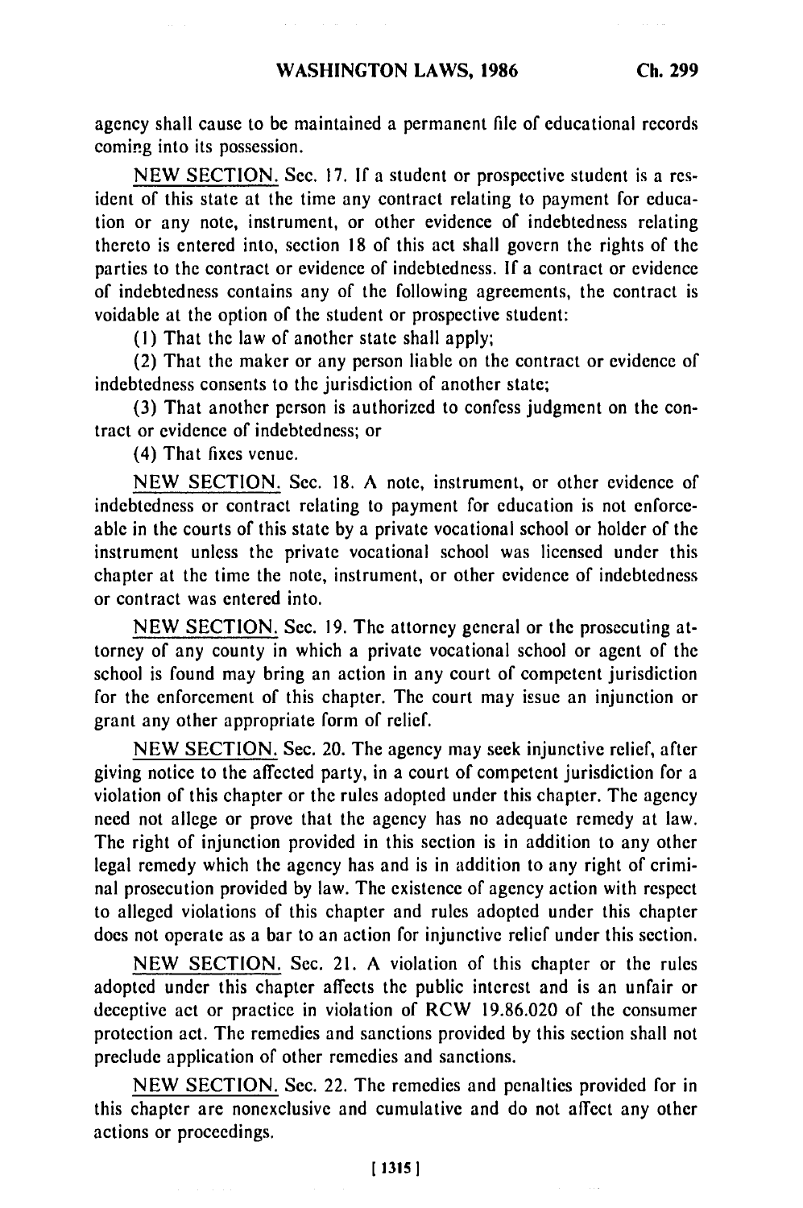agency shall cause to be maintained a permanent file of educational records coming into its possession.

NEW SECTION. Sec. 17. If a student or prospective student is a resident of this state at the time any contract relating to payment for education or any note, instrument, or other evidence of indebtedness relating thereto is entered into, section 18 of this act shall govern the rights of the parties to the contract or evidence of indebtedness. If a contract or evidence of indebtedness contains any of the following agreements, the contract is voidable at the option of the student or prospective student:

(1) That the law of another state shall apply;

(2) That the maker or any person liable on the contract or evidence of indebtedness consents to the jurisdiction of another state;

(3) That another person is authorized to confess judgment on the contract or evidence of indebtedness; or

(4) That fixes venue.

NEW SECTION. Sec. 18. A note, instrument, or other evidence of indebtedness or contract relating to payment for education is not enforceable in the courts of this state by a private vocational school or holder of the instrument unless the private vocational school was licensed under this chapter at the time the note, instrument, or other evidence of indebtedness or contract was entered into.

NEW SECTION. Sec. 19. The attorney general or the prosecuting attorney of any county in which a private vocational school or agent of the school is found may bring an action in any court of competent jurisdiction for the enforcement of this chapter. The court may issue an injunction or grant any other appropriate form of relief.

NEW SECTION. Sec. 20. The agency may seek injunctive relief, after giving notice to the affected party, in a court of competent jurisdiction for a violation of this chapter or the rules adopted under this chapter. The agency need not allege or prove that the agency has no adequate remedy at law. The right of injunction provided in this section is in addition to any other legal remedy which the agency has and is in addition to any right of criminal prosecution provided by law. The existence of agency action with respect to alleged violations of this chapter and rules adopted under this chapter does not operate as a bar to an action for injunctive relief under this section.

NEW SECTION. Sec. 21. A violation of this chapter or the rules adopted under this chapter affects the public interest and is an unfair or deceptive act or practice in violation of RCW 19.86.020 of the consumer protection act. The remedies and sanctions provided by this section shall not preclude application of other remedies and sanctions.

NEW SECTION. Sec. 22. The remedies and penalties provided for in this chapter are nonexclusive and cumulative and do not affect any other actions or proceedings.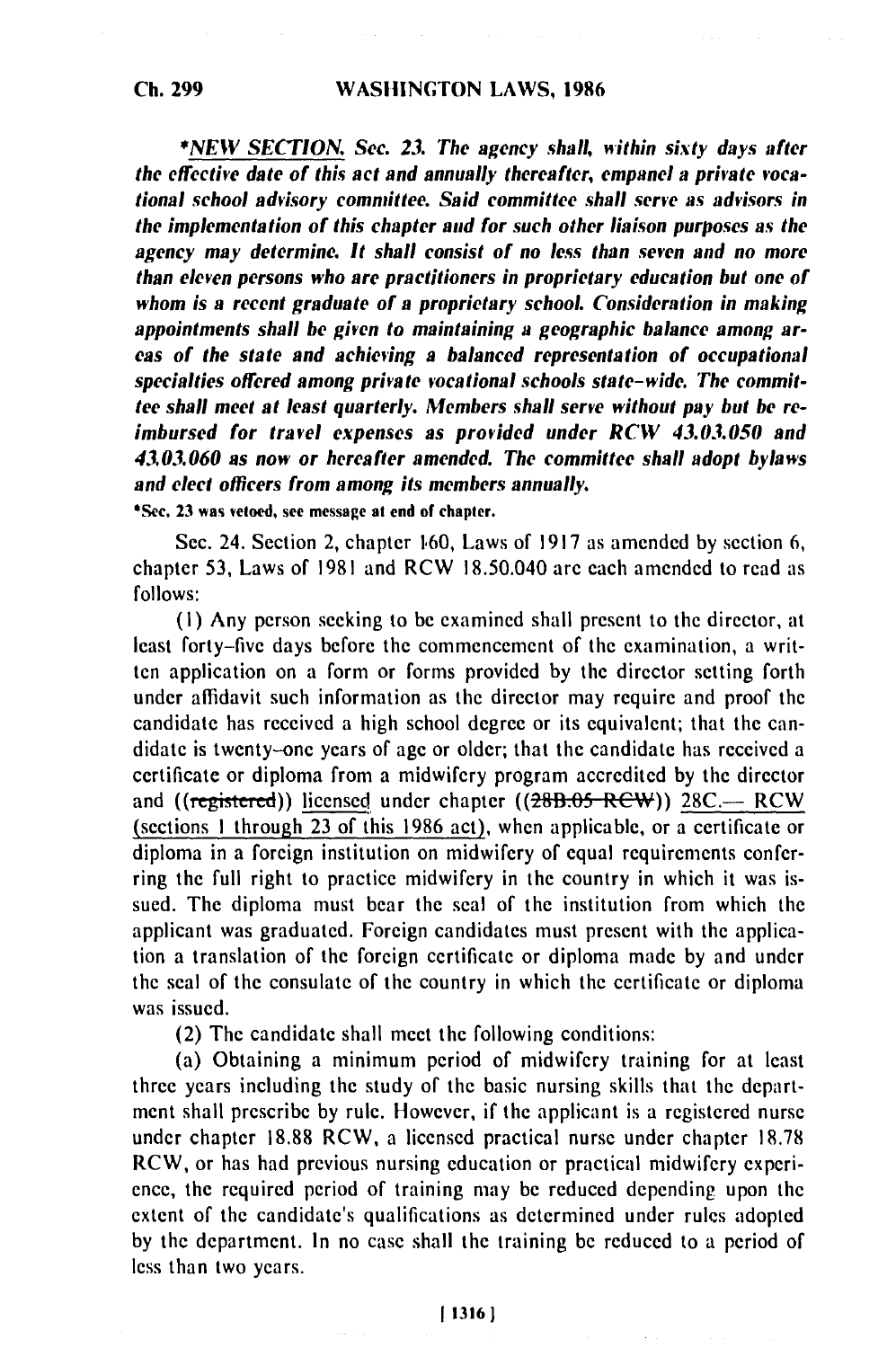*\*NEW SECTION. Sec. 23. The agency shall, within sixty days after the effective date of this act and annually thereafter, empanel a private vocational school advisory committee. Said committee shall serve as advisors in the implementation of this chapter and for such other liaison purposes as the agency may determine. It shall consist of no less than seven and no more than eleven persons who are practitioners in proprietary education but one of whom is a recent graduate of a proprietary school. Consideration in making appointments shall be given to maintaining a geographic balance among areas of the state and achieving a balanced representation of occupational specialties offered among private vocational schools state-wide. The committee shall meet at least quarterly. Members shall serve without pay but be reimbursed for travel expenses as provided under RCW 43.03.050 and 43.03.060 as now or hereafter amended. The committee shall adopt bylaws and elect officers from among its members annually.*

**\*Sec. 23 was vetoed, see message at end of chapter.**

Sec. 24. Section 2, chapter 160, Laws of 1917 as amended by section 6, chapter 53, Laws of 1981 and RCW 18.50.040 are each amended to read as follows:

(1) Any person seeking to be examined shall present to the director, at least forty-five days before the commencement of the examination, a written application on a form or forms provided by the director setting forth under affidavit such information as the director may require and proof the candidate has received a high school degree or its equivalent; that the candidate is twenty-one years of age or older; that the candidate has received a certificate or diploma from a midwifery program accredited by the director and ((~~registered~~)) <u>licensed</u> under chapter ((~~28B.05 RCW~~)) <u>28C.— RCW (sections 1 through 23 of this 1986 act)</u>, when applicable, or a certificate or diploma in a foreign institution on midwifery of equal requirements conferring the full right to practice midwifery in the country in which it was issued. The diploma must bear the seal of the institution from which the applicant was graduated. Foreign candidates must present with the application a translation of the foreign certificate or diploma made by and under the seal of the consulate of the country in which the certificate or diploma was issued.

(2) The candidate shall meet the following conditions:

(a) Obtaining a minimum period of midwifery training for at least three years including the study of the basic nursing skills that the department shall prescribe by rule. However, if the applicant is a registered nurse under chapter 18.88 RCW, a licensed practical nurse under chapter 18.78 RCW, or has had previous nursing education or practical midwifery experience, the required period of training may be reduced depending upon the extent of the candidate's qualifications as determined under rules adopted by the department. In no case shall the training be reduced to a period of less than two years.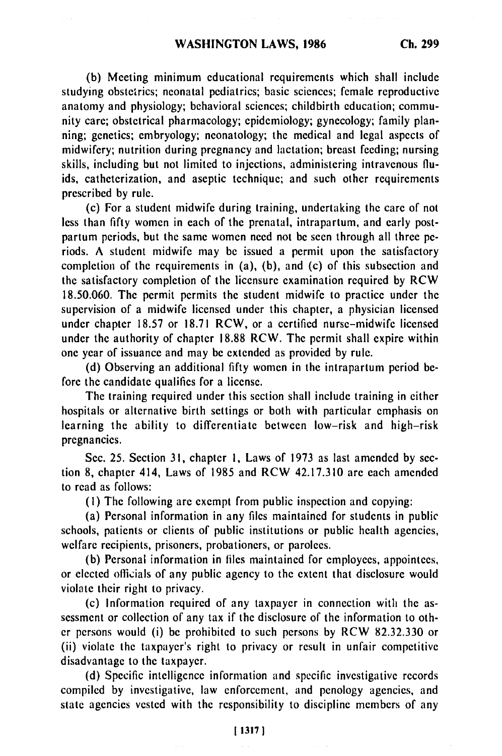(b) Meeting minimum educational requirements which shall include studying obstetrics; neonatal pediatrics; basic sciences; female reproductive anatomy and physiology; behavioral sciences; childbirth education; community care; obstetrical pharmacology; epidemiology; gynecology; family planning; genetics; embryology; neonatology; the medical and legal aspects of midwifery; nutrition during pregnancy and lactation; breast feeding; nursing skills, including but not limited to injections, administering intravenous fluids, catheterization, and aseptic technique; and such other requirements prescribed by rule.

(c) For a student midwife during training, undertaking the care of not less than fifty women in each of the prenatal, intrapartum, and early postpartum periods, but the same women need not be seen through all three periods. A student midwife may be issued a permit upon the satisfactory completion of the requirements in (a), (b), and (c) of this subsection and the satisfactory completion of the licensure examination required by RCW 18.50.060. The permit permits the student midwife to practice under the supervision of a midwife licensed under this chapter, a physician licensed under chapter 18.57 or 18.71 RCW, or a certified nurse-midwife licensed under the authority of chapter 18.88 RCW. The permit shall expire within one year of issuance and may be extended as provided by rule.

(d) Observing an additional fifty women in the intrapartum period before the candidate qualifies for a license.

The training required under this section shall include training in either hospitals or alternative birth settings or both with particular emphasis on learning the ability to differentiate between low-risk and high-risk pregnancies.

Sec. 25. Section 31, chapter 1, Laws of 1973 as last amended by section 8, chapter 414, Laws of 1985 and RCW 42.17.310 are each amended to read as follows:

(1) The following are exempt from public inspection and copying:

(a) Personal information in any files maintained for students in public schools, patients or clients of public institutions or public health agencies, welfare recipients, prisoners, probationers, or parolees.

(b) Personal information in files maintained for employees, appointees, or elected officials of any public agency to the extent that disclosure would violate their right to privacy.

(c) Information required of any taxpayer in connection with the assessment or collection of any tax if the disclosure of the information to other persons would (i) be prohibited to such persons by RCW 82.32.330 or (ii) violate the taxpayer's right to privacy or result in unfair competitive disadvantage to the taxpayer.

(d) Specific intelligence information and specific investigative records compiled by investigative, law enforcement, and penology agencies, and state agencies vested with the responsibility to discipline members of any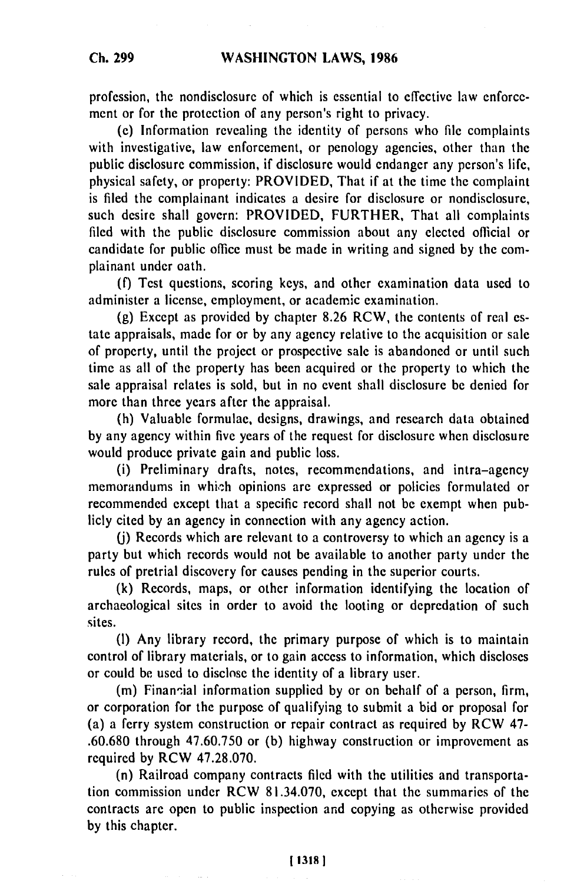profession, the nondisclosure of which is essential to effective law enforcement or for the protection of any person's right to privacy.

(e) Information revealing the identity of persons who file complaints with investigative, law enforcement, or penology agencies, other than the public disclosure commission, if disclosure would endanger any person's life, physical safety, or property: PROVIDED, That if at the time the complaint is filed the complainant indicates a desire for disclosure or nondisclosure, such desire shall govern: PROVIDED, FURTHER, That all complaints filed with the public disclosure commission about any elected official or candidate for public office must be made in writing and signed by the complainant under oath.

(f) Test questions, scoring keys, and other examination data used to administer a license, employment, or academic examination.

(g) Except as provided by chapter 8.26 RCW, the contents of real estate appraisals, made for or by any agency relative to the acquisition or sale of property, until the project or prospective sale is abandoned or until such time as all of the property has been acquired or the property to which the sale appraisal relates is sold, but in no event shall disclosure be denied for more than three years after the appraisal.

(h) Valuable formulae, designs, drawings, and research data obtained by any agency within five years of the request for disclosure when disclosure would produce private gain and public loss.

(i) Preliminary drafts, notes, recommendations, and intra-agency memorandums in which opinions are expressed or policies formulated or recommended except that a specific record shall not be exempt when publicly cited by an agency in connection with any agency action.

(j) Records which are relevant to a controversy to which an agency is a party but which records would not be available to another party under the rules of pretrial discovery for causes pending in the superior courts.

(k) Records, maps, or other information identifying the location of archaeological sites in order to avoid the looting or depredation of such sites.

(l) Any library record, the primary purpose of which is to maintain control of library materials, or to gain access to information, which discloses or could be used to disclose the identity of a library user.

(m) Financial information supplied by or on behalf of a person, firm, or corporation for the purpose of qualifying to submit a bid or proposal for (a) a ferry system construction or repair contract as required by RCW 47-.60.680 through 47.60.750 or (b) highway construction or improvement as required by RCW 47.28.070.

(n) Railroad company contracts filed with the utilities and transportation commission under RCW 81.34.070, except that the summaries of the contracts are open to public inspection and copying as otherwise provided by this chapter.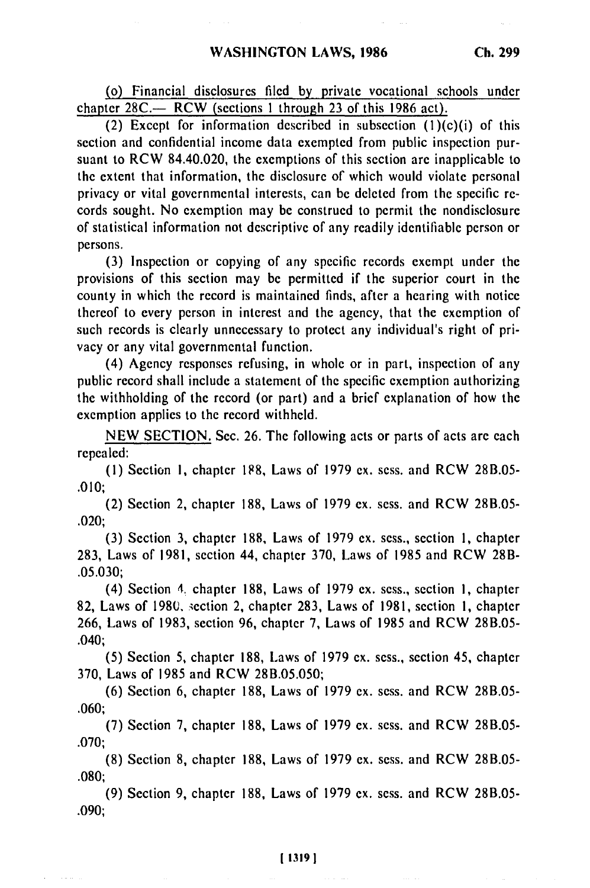(o) Financial disclosures filed by private vocational schools under chapter 28C.— RCW (sections 1 through 23 of this 1986 act).

(2) Except for information described in subsection (1)(c)(i) of this section and confidential income data exempted from public inspection pursuant to RCW 84.40.020, the exemptions of this section are inapplicable to the extent that information, the disclosure of which would violate personal privacy or vital governmental interests, can be deleted from the specific records sought. No exemption may be construed to permit the nondisclosure of statistical information not descriptive of any readily identifiable person or persons.

(3) Inspection or copying of any specific records exempt under the provisions of this section may be permitted if the superior court in the county in which the record is maintained finds, after a hearing with notice thereof to every person in interest and the agency, that the exemption of such records is clearly unnecessary to protect any individual's right of privacy or any vital governmental function.

(4) Agency responses refusing, in whole or in part, inspection of any public record shall include a statement of the specific exemption authorizing the withholding of the record (or part) and a brief explanation of how the exemption applies to the record withheld.

NEW SECTION. Sec. 26. The following acts or parts of acts are each repealed:

(1) Section 1, chapter 188, Laws of 1979 ex. sess. and RCW 28B.05-.010;

(2) Section 2, chapter 188, Laws of 1979 ex. sess. and RCW 28B.05-.020;

(3) Section 3, chapter 188, Laws of 1979 ex. sess., section 1, chapter 283, Laws of 1981, section 44, chapter 370, Laws of 1985 and RCW 28B-.05.030;

(4) Section 4, chapter 188, Laws of 1979 ex. sess., section 1, chapter 82, Laws of 1980, section 2, chapter 283, Laws of 1981, section 1, chapter 266, Laws of 1983, section 96, chapter 7, Laws of 1985 and RCW 28B.05-.040;

(5) Section 5, chapter 188, Laws of 1979 ex. sess., section 45, chapter 370, Laws of 1985 and RCW 28B.05.050;

(6) Section 6, chapter 188, Laws of 1979 ex. sess. and RCW 28B.05-.060;

(7) Section 7, chapter 188, Laws of 1979 ex. sess. and RCW 28B.05-.070;

(8) Section 8, chapter 188, Laws of 1979 ex. sess. and RCW 28B.05-.080;

(9) Section 9, chapter 188, Laws of 1979 ex. sess. and RCW 28B.05-.090;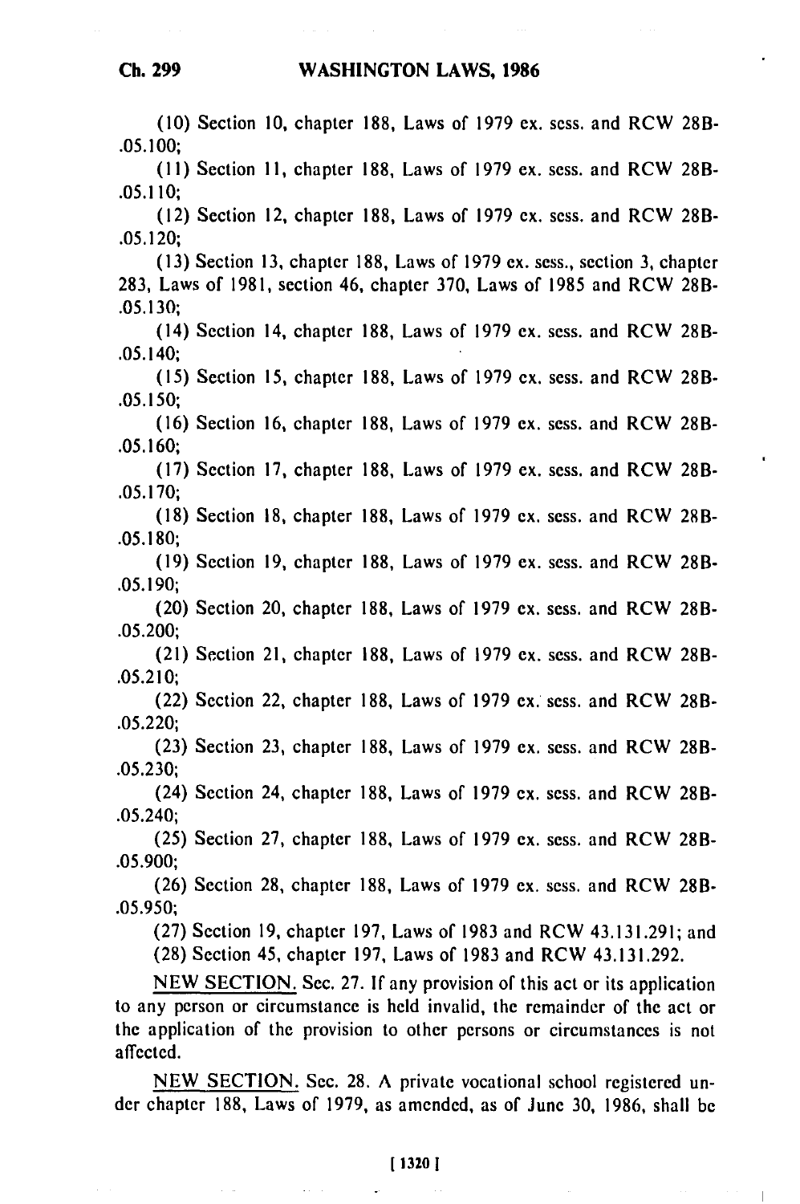(10) Section 10, chapter 188, Laws of 1979 ex. sess. and RCW 28B-.05.100;

(11) Section 11, chapter 188, Laws of 1979 ex. sess. and RCW 28B-.05.110;

(12) Section 12, chapter 188, Laws of 1979 ex. sess. and RCW 28B-.05.120;

(13) Section 13, chapter 188, Laws of 1979 ex. sess., section 3, chapter 283, Laws of 1981, section 46, chapter 370, Laws of 1985 and RCW 28B-.05.130;

(14) Section 14, chapter 188, Laws of 1979 ex. sess. and RCW 28B-.05.140;

(15) Section 15, chapter 188, Laws of 1979 ex. sess. and RCW 28B-.05.150;

(16) Section 16, chapter 188, Laws of 1979 ex. sess. and RCW 28B-.05.160;

(17) Section 17, chapter 188, Laws of 1979 ex. sess. and RCW 28B-.05.170;

(18) Section 18, chapter 188, Laws of 1979 ex. sess. and RCW 28B-.05.180;

(19) Section 19, chapter 188, Laws of 1979 ex. sess. and RCW 28B-.05.190;

(20) Section 20, chapter 188, Laws of 1979 ex. sess. and RCW 28B-.05.200;

(21) Section 21, chapter 188, Laws of 1979 ex. sess. and RCW 28B-.05.210;

(22) Section 22, chapter 188, Laws of 1979 ex. sess. and RCW 28B-.05.220;

(23) Section 23, chapter 188, Laws of 1979 ex. sess. and RCW 28B-.05.230;

(24) Section 24, chapter 188, Laws of 1979 ex. sess. and RCW 28B-.05.240;

(25) Section 27, chapter 188, Laws of 1979 ex. sess. and RCW 28B-.05.900;

(26) Section 28, chapter 188, Laws of 1979 ex. sess. and RCW 28B-.05.950;

(27) Section 19, chapter 197, Laws of 1983 and RCW 43.131.291; and

(28) Section 45, chapter 197, Laws of 1983 and RCW 43.131.292.

NEW SECTION. Sec. 27. If any provision of this act or its application to any person or circumstance is held invalid, the remainder of the act or the application of the provision to other persons or circumstances is not affected.

NEW SECTION. Sec. 28. A private vocational school registered under chapter 188, Laws of 1979, as amended, as of June 30, 1986, shall be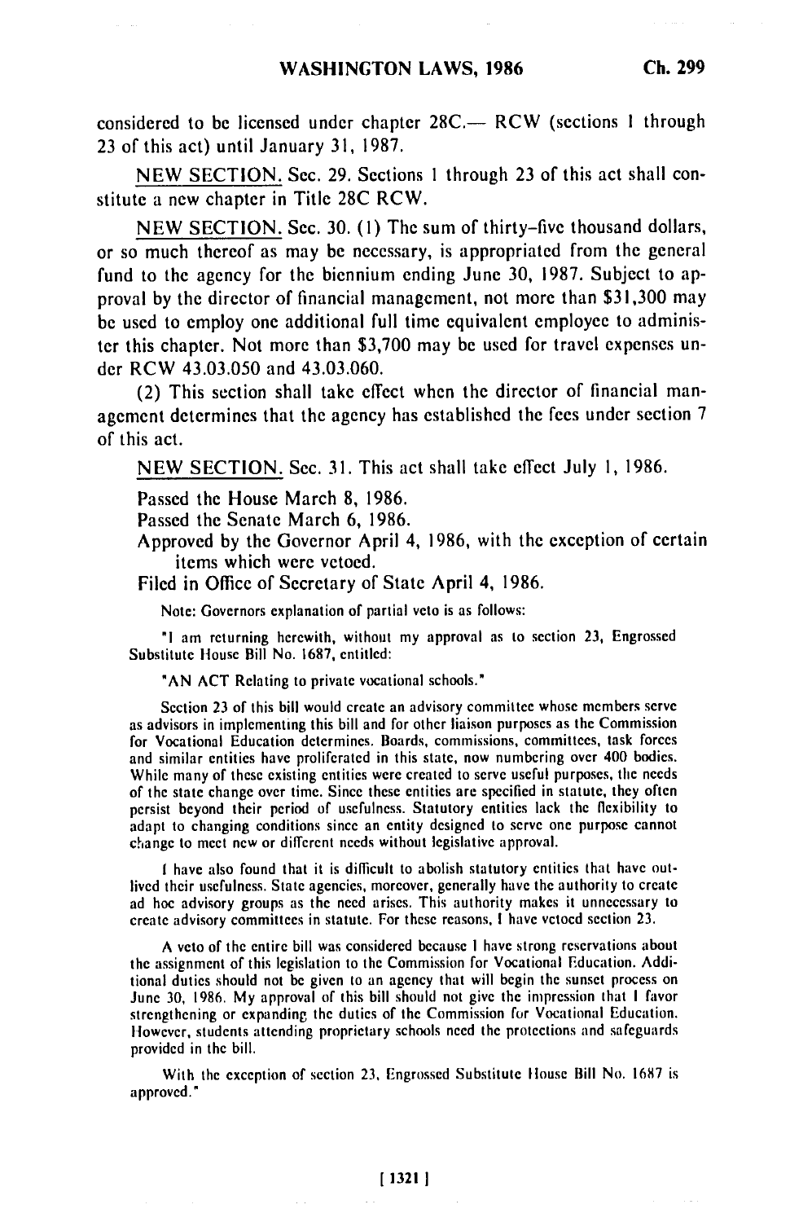considered to be licensed under chapter 28C.— RCW (sections 1 through 23 of this act) until January 31, 1987.

NEW SECTION. Sec. 29. Sections 1 through 23 of this act shall constitute a new chapter in Title 28C RCW.

NEW SECTION. Sec. 30. (1) The sum of thirty-five thousand dollars, or so much thereof as may be necessary, is appropriated from the general fund to the agency for the biennium ending June 30, 1987. Subject to approval by the director of financial management, not more than $31,300 may be used to employ one additional full time equivalent employee to administer this chapter. Not more than $3,700 may be used for travel expenses under RCW 43.03.050 and 43.03.060.

(2) This section shall take effect when the director of financial management determines that the agency has established the fees under section 7 of this act.

NEW SECTION. Sec. 31. This act shall take effect July 1, 1986.

Passed the House March 8, 1986.

Passed the Senate March 6, 1986.

Approved by the Governor April 4, 1986, with the exception of certain items which were vetoed.

Filed in Office of Secretary of State April 4, 1986.

Note: Governors explanation of partial veto is as follows:

"I am returning herewith, without my approval as to section 23, Engrossed Substitute House Bill No. 1687, entitled:

"AN ACT Relating to private vocational schools."

Section 23 of this bill would create an advisory committee whose members serve as advisors in implementing this bill and for other liaison purposes as the Commission for Vocational Education determines. Boards, commissions, committees, task forces and similar entities have proliferated in this state, now numbering over 400 bodies. While many of these existing entities were created to serve useful purposes, the needs of the state change over time. Since these entities are specified in statute, they often persist beyond their period of usefulness. Statutory entities lack the flexibility to adapt to changing conditions since an entity designed to serve one purpose cannot change to meet new or different needs without legislative approval.

I have also found that it is difficult to abolish statutory entities that have outlived their usefulness. State agencies, moreover, generally have the authority to create ad hoc advisory groups as the need arises. This authority makes it unnecessary to create advisory committees in statute. For these reasons, I have vetoed section 23.

A veto of the entire bill was considered because I have strong reservations about the assignment of this legislation to the Commission for Vocational Education. Additional duties should not be given to an agency that will begin the sunset process on June 30, 1986. My approval of this bill should not give the impression that I favor strengthening or expanding the duties of the Commission for Vocational Education. However, students attending proprietary schools need the protections and safeguards provided in the bill.

With the exception of section 23, Engrossed Substitute House Bill No. 1687 is approved."